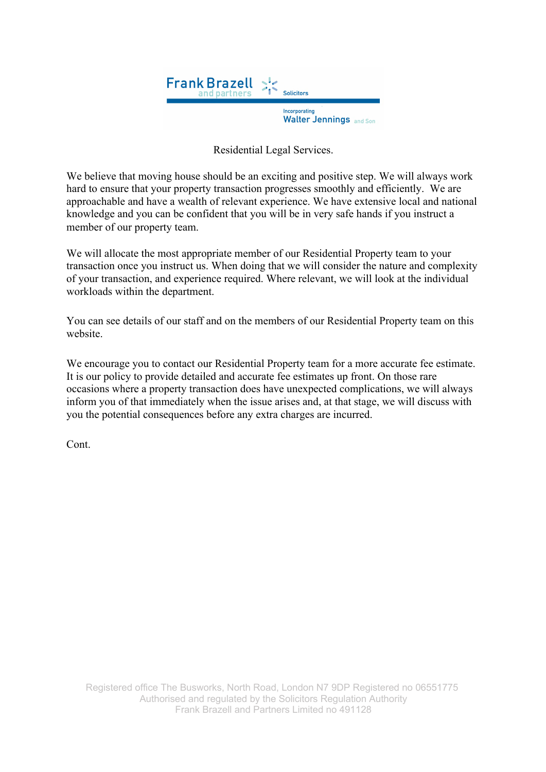Frank Brazell and partners Solicitors

Incorporating Walter Jennings and Son

Residential Legal Services.

We believe that moving house should be an exciting and positive step. We will always work hard to ensure that your property transaction progresses smoothly and efficiently. We are approachable and have a wealth of relevant experience. We have extensive local and national knowledge and you can be confident that you will be in very safe hands if you instruct a member of our property team.

We will allocate the most appropriate member of our Residential Property team to your transaction once you instruct us. When doing that we will consider the nature and complexity of your transaction, and experience required. Where relevant, we will look at the individual workloads within the department.

You can see details of our staff and on the members of our Residential Property team on this website.

We encourage you to contact our Residential Property team for a more accurate fee estimate. It is our policy to provide detailed and accurate fee estimates up front. On those rare occasions where a property transaction does have unexpected complications, we will always inform you of that immediately when the issue arises and, at that stage, we will discuss with you the potential consequences before any extra charges are incurred.

Cont.

Registered office The Busworks, North Road, London N7 9DP Registered no 06551775
Authorised and regulated by the Solicitors Regulation Authority
Frank Brazell and Partners Limited no 491128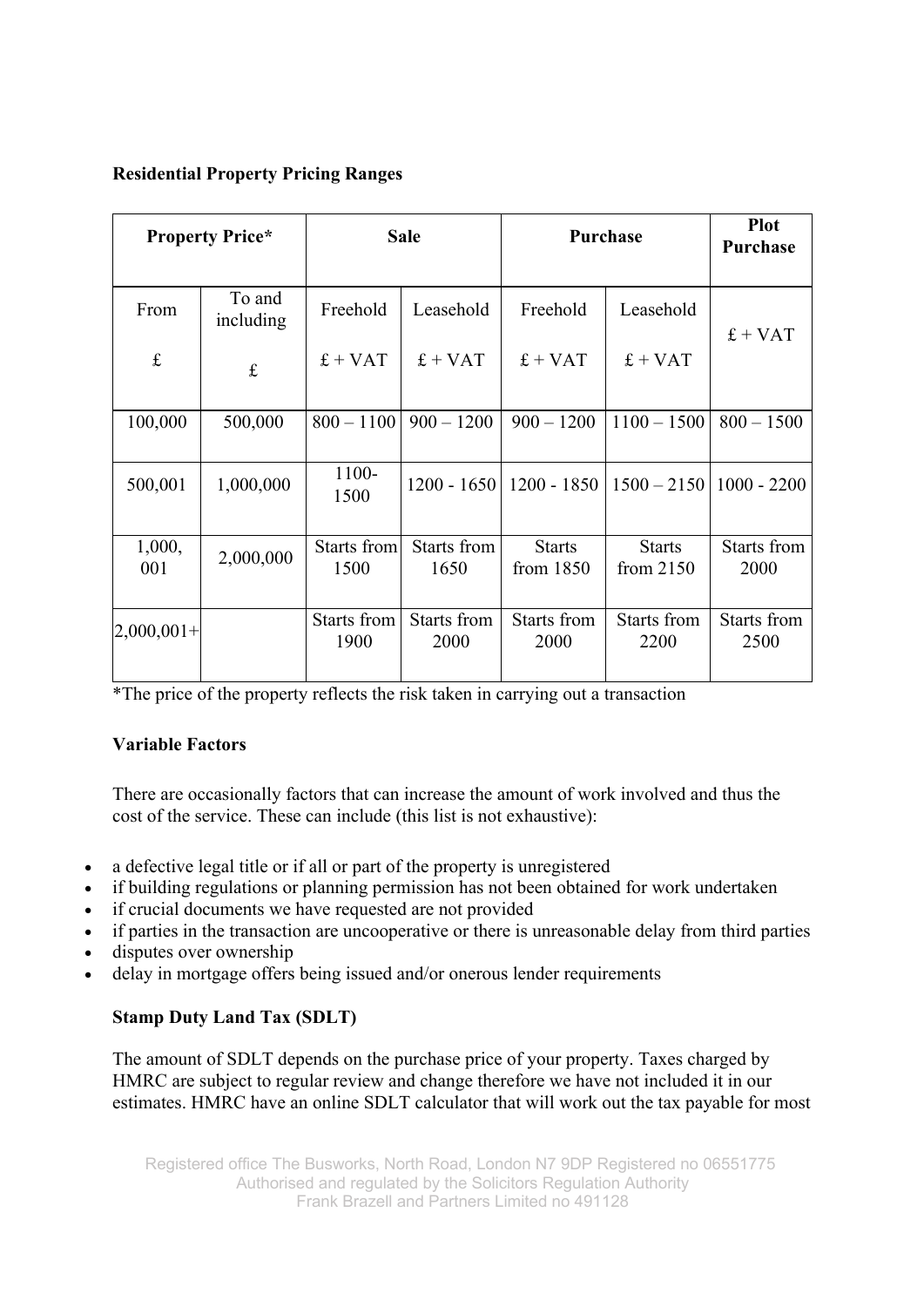**Residential Property Pricing Ranges**

| Property Price* | | Sale | | Purchase | | Plot Purchase |
|---|---|---|---|---|---|---|
| From £ | To and including £ | Freehold £ + VAT | Leasehold £ + VAT | Freehold £ + VAT | Leasehold £ + VAT | £ + VAT |
| 100,000 | 500,000 | 800 – 1100 | 900 – 1200 | 900 – 1200 | 1100 – 1500 | 800 – 1500 |
| 500,001 | 1,000,000 | 1100-1500 | 1200 - 1650 | 1200 - 1850 | 1500 – 2150 | 1000 - 2200 |
| 1,000,001 | 2,000,000 | Starts from 1500 | Starts from 1650 | Starts from 1850 | Starts from 2150 | Starts from 2000 |
| 2,000,001+ | | Starts from 1900 | Starts from 2000 | Starts from 2000 | Starts from 2200 | Starts from 2500 |

*The price of the property reflects the risk taken in carrying out a transaction

**Variable Factors**

There are occasionally factors that can increase the amount of work involved and thus the cost of the service. These can include (this list is not exhaustive):

- a defective legal title or if all or part of the property is unregistered
- if building regulations or planning permission has not been obtained for work undertaken
- if crucial documents we have requested are not provided
- if parties in the transaction are uncooperative or there is unreasonable delay from third parties
- disputes over ownership
- delay in mortgage offers being issued and/or onerous lender requirements

**Stamp Duty Land Tax (SDLT)**

The amount of SDLT depends on the purchase price of your property. Taxes charged by HMRC are subject to regular review and change therefore we have not included it in our estimates. HMRC have an online SDLT calculator that will work out the tax payable for most

Registered office The Busworks, North Road, London N7 9DP Registered no 06551775
Authorised and regulated by the Solicitors Regulation Authority
Frank Brazell and Partners Limited no 491128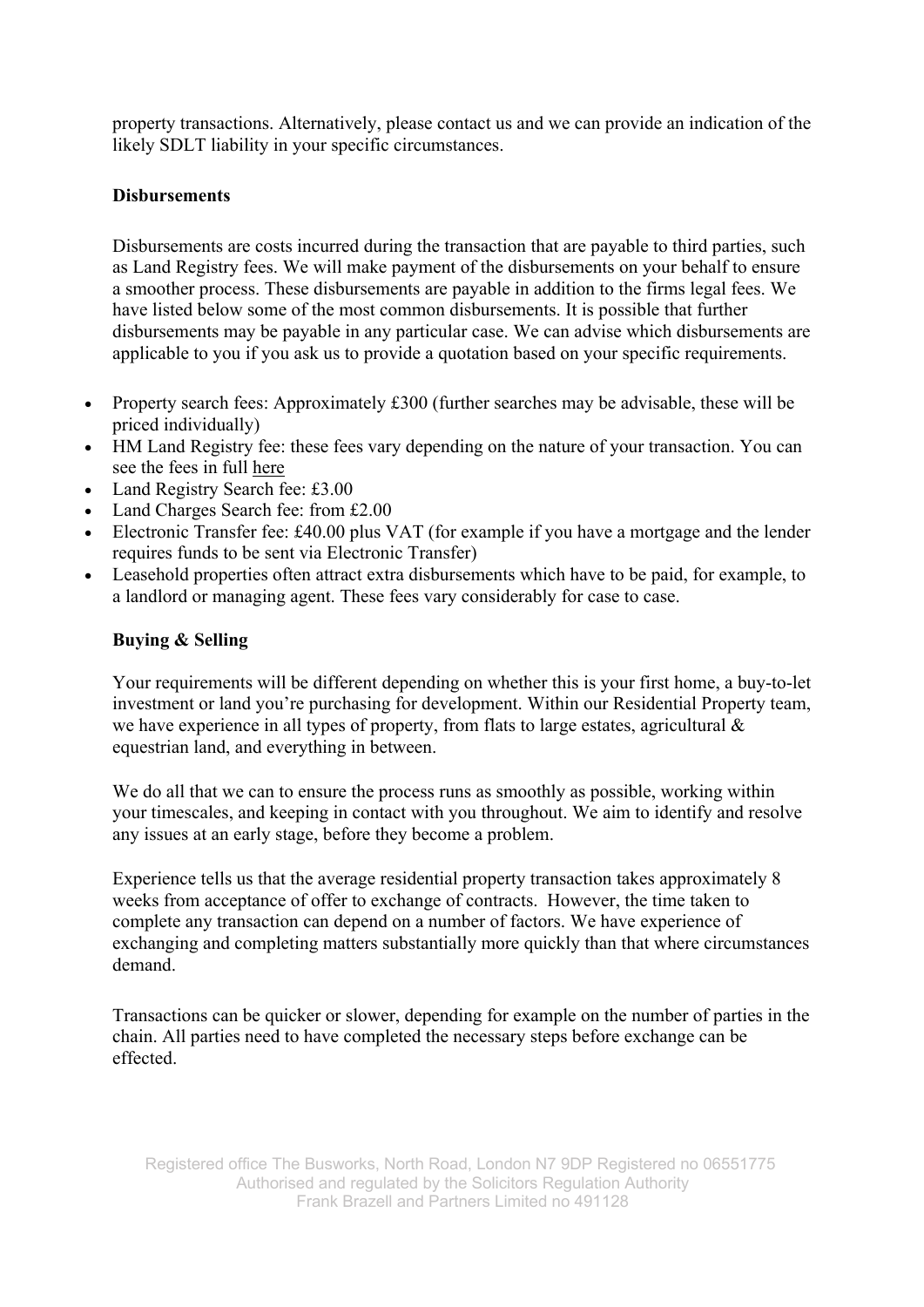property transactions. Alternatively, please contact us and we can provide an indication of the likely SDLT liability in your specific circumstances.

**Disbursements**

Disbursements are costs incurred during the transaction that are payable to third parties, such as Land Registry fees. We will make payment of the disbursements on your behalf to ensure a smoother process. These disbursements are payable in addition to the firms legal fees. We have listed below some of the most common disbursements. It is possible that further disbursements may be payable in any particular case. We can advise which disbursements are applicable to you if you ask us to provide a quotation based on your specific requirements.

- Property search fees: Approximately £300 (further searches may be advisable, these will be priced individually)
- HM Land Registry fee: these fees vary depending on the nature of your transaction. You can see the fees in full here
- Land Registry Search fee: £3.00
- Land Charges Search fee: from £2.00
- Electronic Transfer fee: £40.00 plus VAT (for example if you have a mortgage and the lender requires funds to be sent via Electronic Transfer)
- Leasehold properties often attract extra disbursements which have to be paid, for example, to a landlord or managing agent. These fees vary considerably for case to case.

**Buying & Selling**

Your requirements will be different depending on whether this is your first home, a buy-to-let investment or land you're purchasing for development. Within our Residential Property team, we have experience in all types of property, from flats to large estates, agricultural & equestrian land, and everything in between.

We do all that we can to ensure the process runs as smoothly as possible, working within your timescales, and keeping in contact with you throughout. We aim to identify and resolve any issues at an early stage, before they become a problem.

Experience tells us that the average residential property transaction takes approximately 8 weeks from acceptance of offer to exchange of contracts. However, the time taken to complete any transaction can depend on a number of factors. We have experience of exchanging and completing matters substantially more quickly than that where circumstances demand.

Transactions can be quicker or slower, depending for example on the number of parties in the chain. All parties need to have completed the necessary steps before exchange can be effected.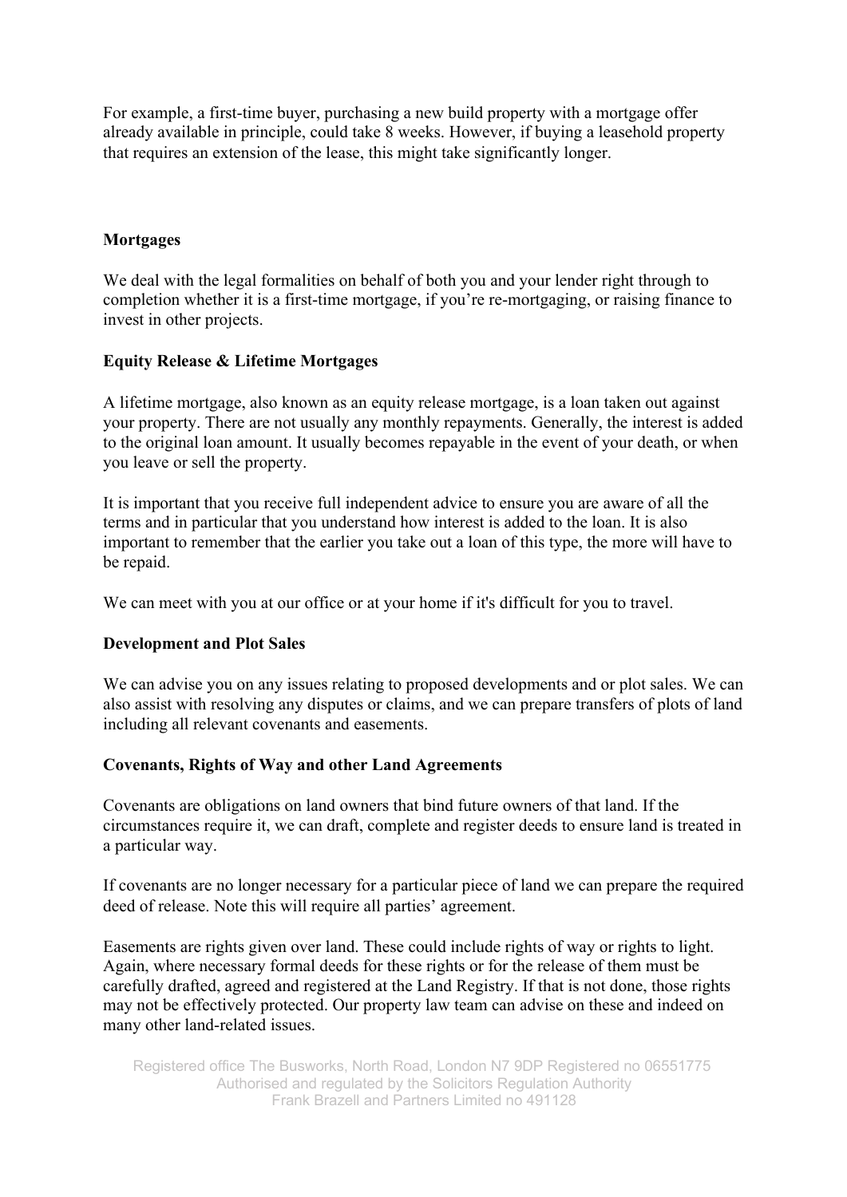For example, a first-time buyer, purchasing a new build property with a mortgage offer already available in principle, could take 8 weeks. However, if buying a leasehold property that requires an extension of the lease, this might take significantly longer.

**Mortgages**

We deal with the legal formalities on behalf of both you and your lender right through to completion whether it is a first-time mortgage, if you're re-mortgaging, or raising finance to invest in other projects.

**Equity Release & Lifetime Mortgages**

A lifetime mortgage, also known as an equity release mortgage, is a loan taken out against your property. There are not usually any monthly repayments. Generally, the interest is added to the original loan amount. It usually becomes repayable in the event of your death, or when you leave or sell the property.

It is important that you receive full independent advice to ensure you are aware of all the terms and in particular that you understand how interest is added to the loan. It is also important to remember that the earlier you take out a loan of this type, the more will have to be repaid.

We can meet with you at our office or at your home if it's difficult for you to travel.

**Development and Plot Sales**

We can advise you on any issues relating to proposed developments and or plot sales. We can also assist with resolving any disputes or claims, and we can prepare transfers of plots of land including all relevant covenants and easements.

**Covenants, Rights of Way and other Land Agreements**

Covenants are obligations on land owners that bind future owners of that land. If the circumstances require it, we can draft, complete and register deeds to ensure land is treated in a particular way.

If covenants are no longer necessary for a particular piece of land we can prepare the required deed of release. Note this will require all parties' agreement.

Easements are rights given over land. These could include rights of way or rights to light. Again, where necessary formal deeds for these rights or for the release of them must be carefully drafted, agreed and registered at the Land Registry. If that is not done, those rights may not be effectively protected. Our property law team can advise on these and indeed on many other land-related issues.